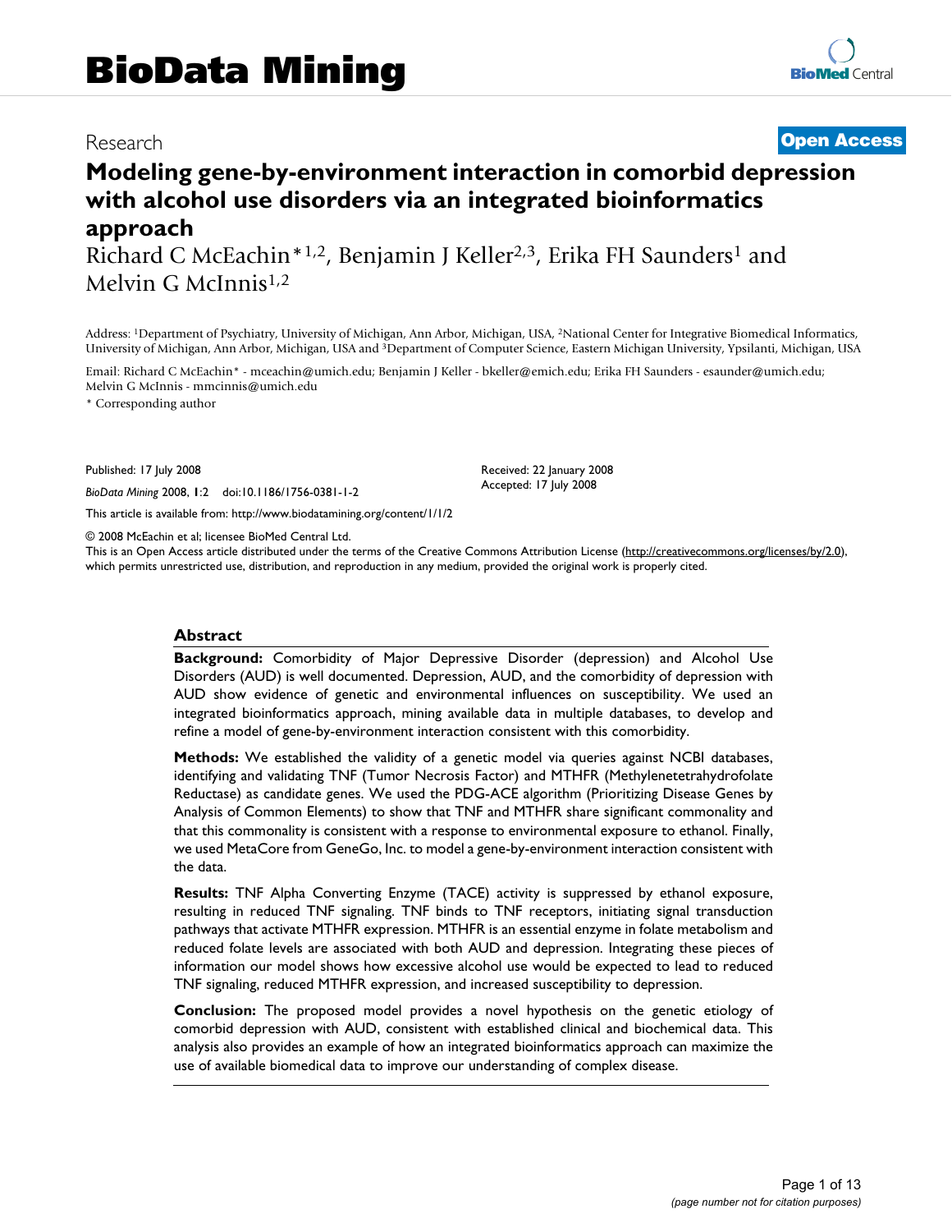BioData Mining

Research

Open Access

# Modeling gene-by-environment interaction in comorbid depression with alcohol use disorders via an integrated bioinformatics approach

Richard C McEachin*[1,2], Benjamin J Keller[2,3], Erika FH Saunders[1] and Melvin G McInnis[1,2]

Address: [1]Department of Psychiatry, University of Michigan, Ann Arbor, Michigan, USA, [2]National Center for Integrative Biomedical Informatics, University of Michigan, Ann Arbor, Michigan, USA and [3]Department of Computer Science, Eastern Michigan University, Ypsilanti, Michigan, USA

Email: Richard C McEachin* - mceachin@umich.edu; Benjamin J Keller - bkeller@emich.edu; Erika FH Saunders - esaunder@umich.edu; Melvin G McInnis - mmcinnis@umich.edu

* Corresponding author

Published: 17 July 2008

*BioData Mining* 2008, **1**:2 doi:10.1186/1756-0381-1-2

Received: 22 January 2008
Accepted: 17 July 2008

This article is available from: http://www.biodatamining.org/content/1/1/2

© 2008 McEachin et al; licensee BioMed Central Ltd.
This is an Open Access article distributed under the terms of the Creative Commons Attribution License (http://creativecommons.org/licenses/by/2.0), which permits unrestricted use, distribution, and reproduction in any medium, provided the original work is properly cited.

## Abstract

**Background:** Comorbidity of Major Depressive Disorder (depression) and Alcohol Use Disorders (AUD) is well documented. Depression, AUD, and the comorbidity of depression with AUD show evidence of genetic and environmental influences on susceptibility. We used an integrated bioinformatics approach, mining available data in multiple databases, to develop and refine a model of gene-by-environment interaction consistent with this comorbidity.

**Methods:** We established the validity of a genetic model via queries against NCBI databases, identifying and validating TNF (Tumor Necrosis Factor) and MTHFR (Methylenetetrahydrofolate Reductase) as candidate genes. We used the PDG-ACE algorithm (Prioritizing Disease Genes by Analysis of Common Elements) to show that TNF and MTHFR share significant commonality and that this commonality is consistent with a response to environmental exposure to ethanol. Finally, we used MetaCore from GeneGo, Inc. to model a gene-by-environment interaction consistent with the data.

**Results:** TNF Alpha Converting Enzyme (TACE) activity is suppressed by ethanol exposure, resulting in reduced TNF signaling. TNF binds to TNF receptors, initiating signal transduction pathways that activate MTHFR expression. MTHFR is an essential enzyme in folate metabolism and reduced folate levels are associated with both AUD and depression. Integrating these pieces of information our model shows how excessive alcohol use would be expected to lead to reduced TNF signaling, reduced MTHFR expression, and increased susceptibility to depression.

**Conclusion:** The proposed model provides a novel hypothesis on the genetic etiology of comorbid depression with AUD, consistent with established clinical and biochemical data. This analysis also provides an example of how an integrated bioinformatics approach can maximize the use of available biomedical data to improve our understanding of complex disease.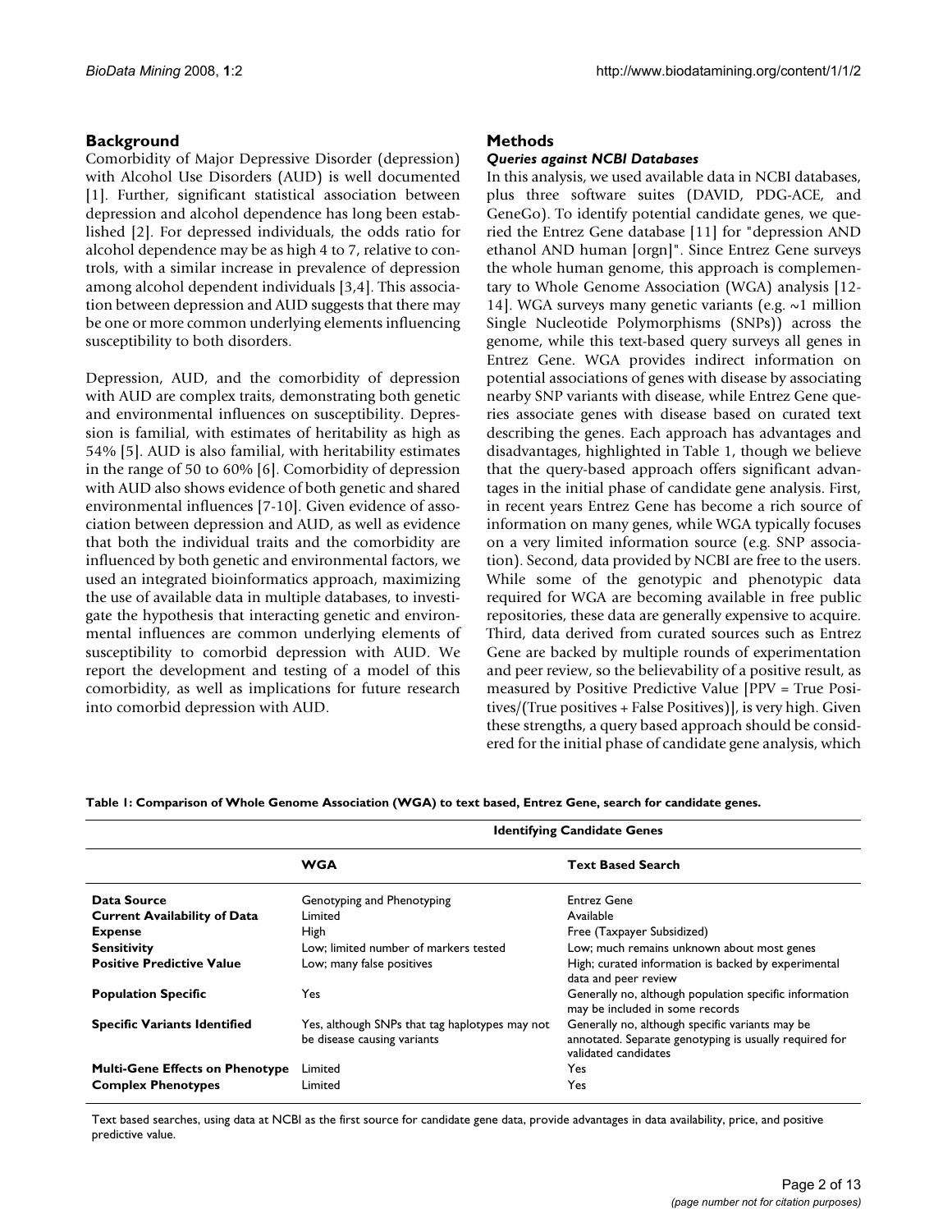## Background

Comorbidity of Major Depressive Disorder (depression) with Alcohol Use Disorders (AUD) is well documented [1]. Further, significant statistical association between depression and alcohol dependence has long been established [2]. For depressed individuals, the odds ratio for alcohol dependence may be as high 4 to 7, relative to controls, with a similar increase in prevalence of depression among alcohol dependent individuals [3,4]. This association between depression and AUD suggests that there may be one or more common underlying elements influencing susceptibility to both disorders.

Depression, AUD, and the comorbidity of depression with AUD are complex traits, demonstrating both genetic and environmental influences on susceptibility. Depression is familial, with estimates of heritability as high as 54% [5]. AUD is also familial, with heritability estimates in the range of 50 to 60% [6]. Comorbidity of depression with AUD also shows evidence of both genetic and shared environmental influences [7-10]. Given evidence of association between depression and AUD, as well as evidence that both the individual traits and the comorbidity are influenced by both genetic and environmental factors, we used an integrated bioinformatics approach, maximizing the use of available data in multiple databases, to investigate the hypothesis that interacting genetic and environmental influences are common underlying elements of susceptibility to comorbid depression with AUD. We report the development and testing of a model of this comorbidity, as well as implications for future research into comorbid depression with AUD.

## Methods

### *Queries against NCBI Databases*

In this analysis, we used available data in NCBI databases, plus three software suites (DAVID, PDG-ACE, and GeneGo). To identify potential candidate genes, we queried the Entrez Gene database [11] for "depression AND ethanol AND human [orgn]". Since Entrez Gene surveys the whole human genome, this approach is complementary to Whole Genome Association (WGA) analysis [12-14]. WGA surveys many genetic variants (e.g. ~1 million Single Nucleotide Polymorphisms (SNPs)) across the genome, while this text-based query surveys all genes in Entrez Gene. WGA provides indirect information on potential associations of genes with disease by associating nearby SNP variants with disease, while Entrez Gene queries associate genes with disease based on curated text describing the genes. Each approach has advantages and disadvantages, highlighted in Table 1, though we believe that the query-based approach offers significant advantages in the initial phase of candidate gene analysis. First, in recent years Entrez Gene has become a rich source of information on many genes, while WGA typically focuses on a very limited information source (e.g. SNP association). Second, data provided by NCBI are free to the users. While some of the genotypic and phenotypic data required for WGA are becoming available in free public repositories, these data are generally expensive to acquire. Third, data derived from curated sources such as Entrez Gene are backed by multiple rounds of experimentation and peer review, so the believability of a positive result, as measured by Positive Predictive Value [PPV = True Positives/(True positives + False Positives)], is very high. Given these strengths, a query based approach should be considered for the initial phase of candidate gene analysis, which

**Table 1: Comparison of Whole Genome Association (WGA) to text based, Entrez Gene, search for candidate genes.**

| | Identifying Candidate Genes | |
|---|---|---|
| | **WGA** | **Text Based Search** |
| **Data Source** | Genotyping and Phenotyping | Entrez Gene |
| **Current Availability of Data** | Limited | Available |
| **Expense** | High | Free (Taxpayer Subsidized) |
| **Sensitivity** | Low; limited number of markers tested | Low; much remains unknown about most genes |
| **Positive Predictive Value** | Low; many false positives | High; curated information is backed by experimental data and peer review |
| **Population Specific** | Yes | Generally no, although population specific information may be included in some records |
| **Specific Variants Identified** | Yes, although SNPs that tag haplotypes may not be disease causing variants | Generally no, although specific variants may be annotated. Separate genotyping is usually required for validated candidates |
| **Multi-Gene Effects on Phenotype** | Limited | Yes |
| **Complex Phenotypes** | Limited | Yes |

Text based searches, using data at NCBI as the first source for candidate gene data, provide advantages in data availability, price, and positive predictive value.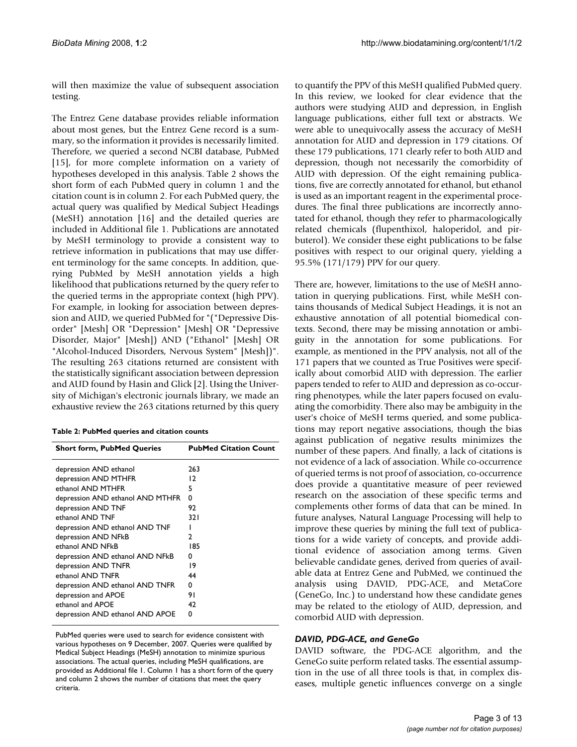will then maximize the value of subsequent association testing.

The Entrez Gene database provides reliable information about most genes, but the Entrez Gene record is a summary, so the information it provides is necessarily limited. Therefore, we queried a second NCBI database, PubMed [15], for more complete information on a variety of hypotheses developed in this analysis. Table 2 shows the short form of each PubMed query in column 1 and the citation count is in column 2. For each PubMed query, the actual query was qualified by Medical Subject Headings (MeSH) annotation [16] and the detailed queries are included in Additional file 1. Publications are annotated by MeSH terminology to provide a consistent way to retrieve information in publications that may use different terminology for the same concepts. In addition, querying PubMed by MeSH annotation yields a high likelihood that publications returned by the query refer to the queried terms in the appropriate context (high PPV). For example, in looking for association between depression and AUD, we queried PubMed for "("Depressive Disorder" [Mesh] OR "Depression" [Mesh] OR "Depressive Disorder, Major" [Mesh]) AND ("Ethanol" [Mesh] OR "Alcohol-Induced Disorders, Nervous System" [Mesh])". The resulting 263 citations returned are consistent with the statistically significant association between depression and AUD found by Hasin and Glick [2]. Using the University of Michigan's electronic journals library, we made an exhaustive review the 263 citations returned by this query to quantify the PPV of this MeSH qualified PubMed query. In this review, we looked for clear evidence that the authors were studying AUD and depression, in English language publications, either full text or abstracts. We were able to unequivocally assess the accuracy of MeSH annotation for AUD and depression in 179 citations. Of these 179 publications, 171 clearly refer to both AUD and depression, though not necessarily the comorbidity of AUD with depression. Of the eight remaining publications, five are correctly annotated for ethanol, but ethanol is used as an important reagent in the experimental procedures. The final three publications are incorrectly annotated for ethanol, though they refer to pharmacologically related chemicals (flupenthixol, haloperidol, and pirbuterol). We consider these eight publications to be false positives with respect to our original query, yielding a 95.5% (171/179) PPV for our query.

**Table 2: PubMed queries and citation counts**

| Short form, PubMed Queries | PubMed Citation Count |
| --- | --- |
| depression AND ethanol | 263 |
| depression AND MTHFR | 12 |
| ethanol AND MTHFR | 5 |
| depression AND ethanol AND MTHFR | 0 |
| depression AND TNF | 92 |
| ethanol AND TNF | 321 |
| depression AND ethanol AND TNF | 1 |
| depression AND NFkB | 2 |
| ethanol AND NFkB | 185 |
| depression AND ethanol AND NFkB | 0 |
| depression AND TNFR | 19 |
| ethanol AND TNFR | 44 |
| depression AND ethanol AND TNFR | 0 |
| depression and APOE | 91 |
| ethanol and APOE | 42 |
| depression AND ethanol AND APOE | 0 |

PubMed queries were used to search for evidence consistent with various hypotheses on 9 December, 2007. Queries were qualified by Medical Subject Headings (MeSH) annotation to minimize spurious associations. The actual queries, including MeSH qualifications, are provided as Additional file 1. Column 1 has a short form of the query and column 2 shows the number of citations that meet the query criteria.

There are, however, limitations to the use of MeSH annotation in querying publications. First, while MeSH contains thousands of Medical Subject Headings, it is not an exhaustive annotation of all potential biomedical contexts. Second, there may be missing annotation or ambiguity in the annotation for some publications. For example, as mentioned in the PPV analysis, not all of the 171 papers that we counted as True Positives were specifically about comorbid AUD with depression. The earlier papers tended to refer to AUD and depression as co-occurring phenotypes, while the later papers focused on evaluating the comorbidity. There also may be ambiguity in the user's choice of MeSH terms queried, and some publications may report negative associations, though the bias against publication of negative results minimizes the number of these papers. And finally, a lack of citations is not evidence of a lack of association. While co-occurrence of queried terms is not proof of association, co-occurrence does provide a quantitative measure of peer reviewed research on the association of these specific terms and complements other forms of data that can be mined. In future analyses, Natural Language Processing will help to improve these queries by mining the full text of publications for a wide variety of concepts, and provide additional evidence of association among terms. Given believable candidate genes, derived from queries of available data at Entrez Gene and PubMed, we continued the analysis using DAVID, PDG-ACE, and MetaCore (GeneGo, Inc.) to understand how these candidate genes may be related to the etiology of AUD, depression, and comorbid AUD with depression.

### *DAVID, PDG-ACE, and GeneGo*

DAVID software, the PDG-ACE algorithm, and the GeneGo suite perform related tasks. The essential assumption in the use of all three tools is that, in complex diseases, multiple genetic influences converge on a single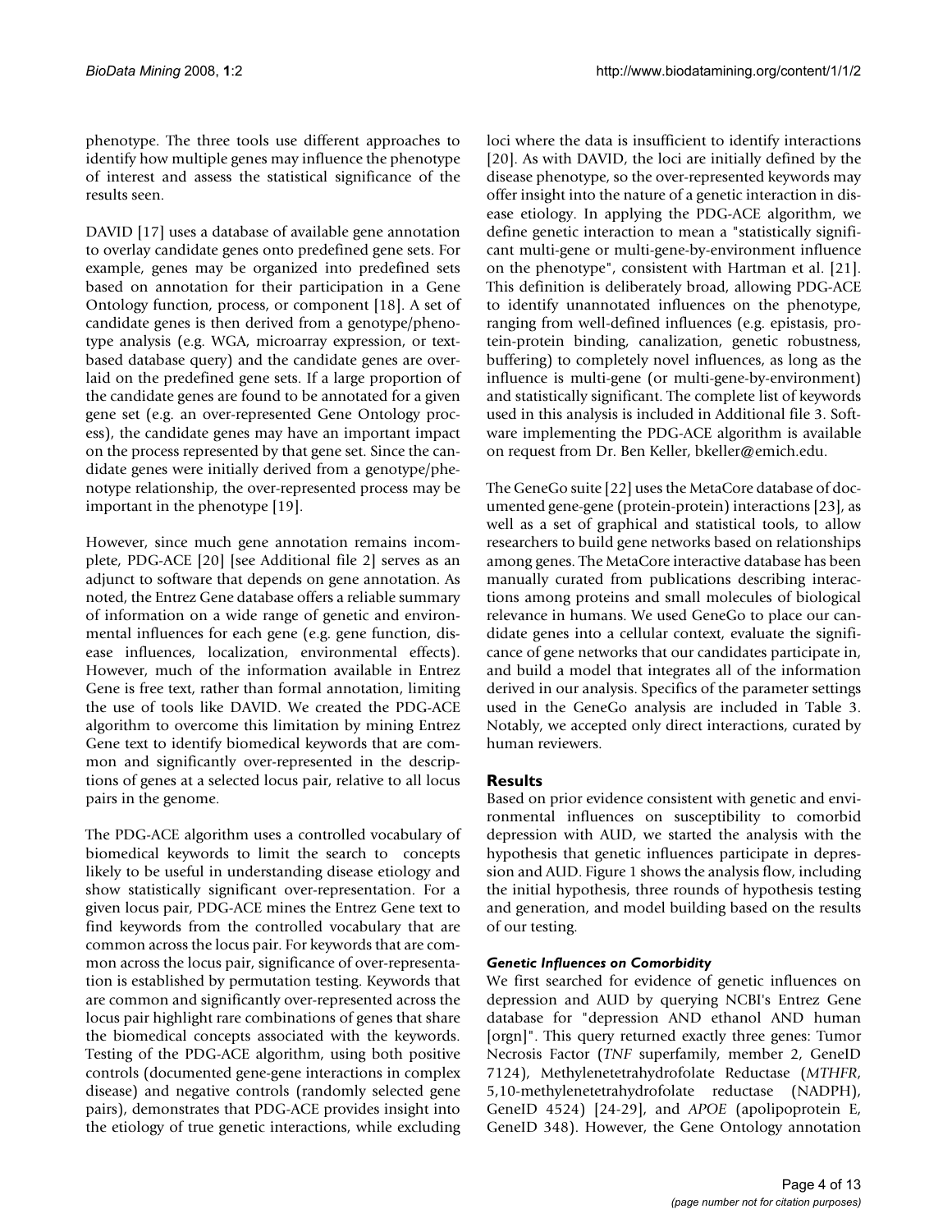phenotype. The three tools use different approaches to identify how multiple genes may influence the phenotype of interest and assess the statistical significance of the results seen.

DAVID [17] uses a database of available gene annotation to overlay candidate genes onto predefined gene sets. For example, genes may be organized into predefined sets based on annotation for their participation in a Gene Ontology function, process, or component [18]. A set of candidate genes is then derived from a genotype/phenotype analysis (e.g. WGA, microarray expression, or text-based database query) and the candidate genes are overlaid on the predefined gene sets. If a large proportion of the candidate genes are found to be annotated for a given gene set (e.g. an over-represented Gene Ontology process), the candidate genes may have an important impact on the process represented by that gene set. Since the candidate genes were initially derived from a genotype/phenotype relationship, the over-represented process may be important in the phenotype [19].

However, since much gene annotation remains incomplete, PDG-ACE [20] [see Additional file 2] serves as an adjunct to software that depends on gene annotation. As noted, the Entrez Gene database offers a reliable summary of information on a wide range of genetic and environmental influences for each gene (e.g. gene function, disease influences, localization, environmental effects). However, much of the information available in Entrez Gene is free text, rather than formal annotation, limiting the use of tools like DAVID. We created the PDG-ACE algorithm to overcome this limitation by mining Entrez Gene text to identify biomedical keywords that are common and significantly over-represented in the descriptions of genes at a selected locus pair, relative to all locus pairs in the genome.

The PDG-ACE algorithm uses a controlled vocabulary of biomedical keywords to limit the search to concepts likely to be useful in understanding disease etiology and show statistically significant over-representation. For a given locus pair, PDG-ACE mines the Entrez Gene text to find keywords from the controlled vocabulary that are common across the locus pair. For keywords that are common across the locus pair, significance of over-representation is established by permutation testing. Keywords that are common and significantly over-represented across the locus pair highlight rare combinations of genes that share the biomedical concepts associated with the keywords. Testing of the PDG-ACE algorithm, using both positive controls (documented gene-gene interactions in complex disease) and negative controls (randomly selected gene pairs), demonstrates that PDG-ACE provides insight into the etiology of true genetic interactions, while excluding loci where the data is insufficient to identify interactions [20]. As with DAVID, the loci are initially defined by the disease phenotype, so the over-represented keywords may offer insight into the nature of a genetic interaction in disease etiology. In applying the PDG-ACE algorithm, we define genetic interaction to mean a "statistically significant multi-gene or multi-gene-by-environment influence on the phenotype", consistent with Hartman et al. [21]. This definition is deliberately broad, allowing PDG-ACE to identify unannotated influences on the phenotype, ranging from well-defined influences (e.g. epistasis, protein-protein binding, canalization, genetic robustness, buffering) to completely novel influences, as long as the influence is multi-gene (or multi-gene-by-environment) and statistically significant. The complete list of keywords used in this analysis is included in Additional file 3. Software implementing the PDG-ACE algorithm is available on request from Dr. Ben Keller, bkeller@emich.edu.

The GeneGo suite [22] uses the MetaCore database of documented gene-gene (protein-protein) interactions [23], as well as a set of graphical and statistical tools, to allow researchers to build gene networks based on relationships among genes. The MetaCore interactive database has been manually curated from publications describing interactions among proteins and small molecules of biological relevance in humans. We used GeneGo to place our candidate genes into a cellular context, evaluate the significance of gene networks that our candidates participate in, and build a model that integrates all of the information derived in our analysis. Specifics of the parameter settings used in the GeneGo analysis are included in Table 3. Notably, we accepted only direct interactions, curated by human reviewers.

## Results

Based on prior evidence consistent with genetic and environmental influences on susceptibility to comorbid depression with AUD, we started the analysis with the hypothesis that genetic influences participate in depression and AUD. Figure 1 shows the analysis flow, including the initial hypothesis, three rounds of hypothesis testing and generation, and model building based on the results of our testing.

### *Genetic Influences on Comorbidity*

We first searched for evidence of genetic influences on depression and AUD by querying NCBI's Entrez Gene database for "depression AND ethanol AND human [orgn]". This query returned exactly three genes: Tumor Necrosis Factor (*TNF* superfamily, member 2, GeneID 7124), Methylenetetrahydrofolate Reductase (*MTHFR*, 5,10-methylenetetrahydrofolate reductase (NADPH), GeneID 4524) [24-29], and *APOE* (apolipoprotein E, GeneID 348). However, the Gene Ontology annotation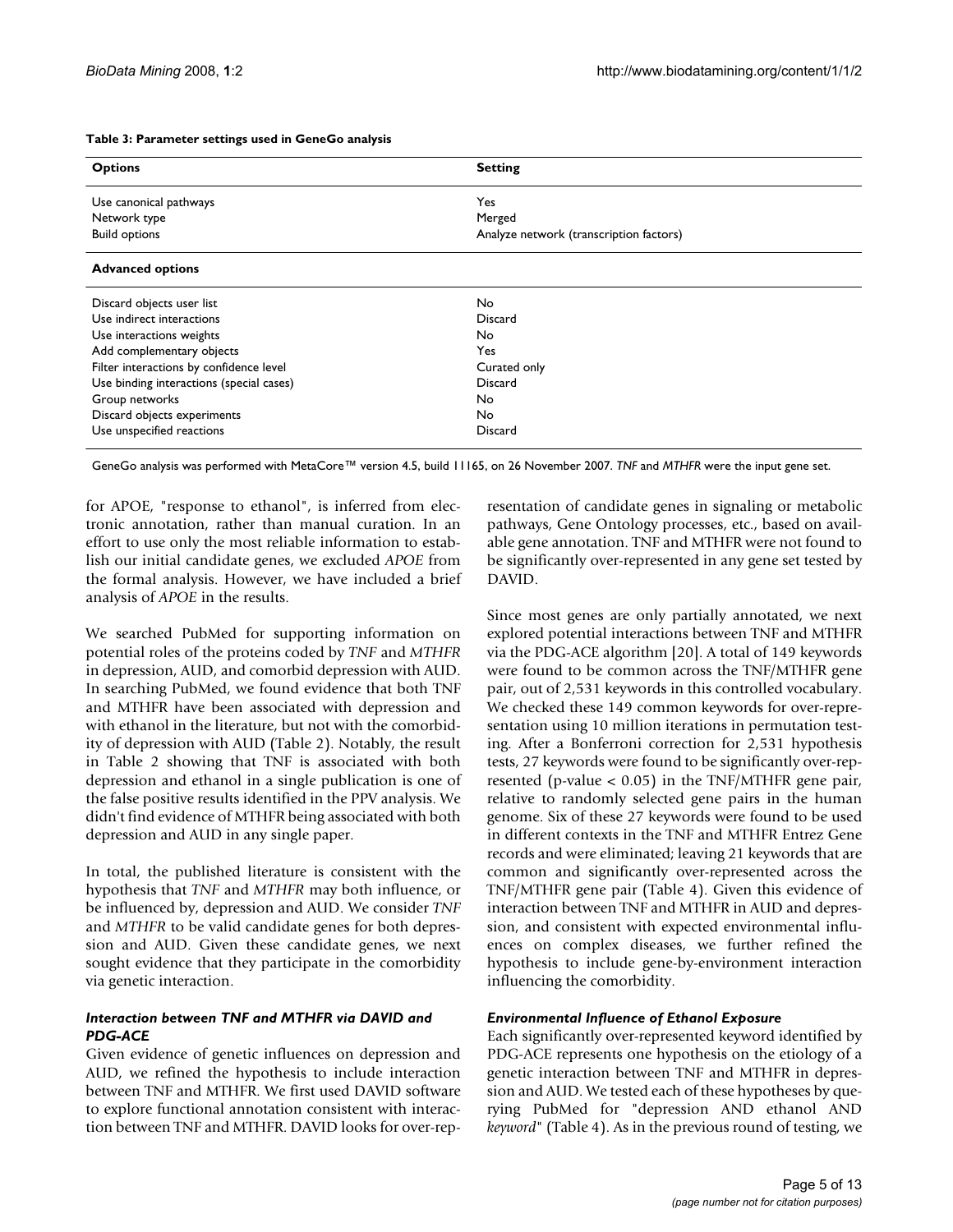**Table 3: Parameter settings used in GeneGo analysis**

| Options | Setting |
| --- | --- |
| Use canonical pathways | Yes |
| Network type | Merged |
| Build options | Analyze network (transcription factors) |
| **Advanced options** | |
| Discard objects user list | No |
| Use indirect interactions | Discard |
| Use interactions weights | No |
| Add complementary objects | Yes |
| Filter interactions by confidence level | Curated only |
| Use binding interactions (special cases) | Discard |
| Group networks | No |
| Discard objects experiments | No |
| Use unspecified reactions | Discard |

GeneGo analysis was performed with MetaCore™ version 4.5, build 11165, on 26 November 2007. *TNF* and *MTHFR* were the input gene set.

for APOE, "response to ethanol", is inferred from electronic annotation, rather than manual curation. In an effort to use only the most reliable information to establish our initial candidate genes, we excluded *APOE* from the formal analysis. However, we have included a brief analysis of *APOE* in the results.

We searched PubMed for supporting information on potential roles of the proteins coded by *TNF* and *MTHFR* in depression, AUD, and comorbid depression with AUD. In searching PubMed, we found evidence that both TNF and MTHFR have been associated with depression and with ethanol in the literature, but not with the comorbidity of depression with AUD (Table 2). Notably, the result in Table 2 showing that TNF is associated with both depression and ethanol in a single publication is one of the false positive results identified in the PPV analysis. We didn't find evidence of MTHFR being associated with both depression and AUD in any single paper.

In total, the published literature is consistent with the hypothesis that *TNF* and *MTHFR* may both influence, or be influenced by, depression and AUD. We consider *TNF* and *MTHFR* to be valid candidate genes for both depression and AUD. Given these candidate genes, we next sought evidence that they participate in the comorbidity via genetic interaction.

### *Interaction between TNF and MTHFR via DAVID and PDG-ACE*

Given evidence of genetic influences on depression and AUD, we refined the hypothesis to include interaction between TNF and MTHFR. We first used DAVID software to explore functional annotation consistent with interaction between TNF and MTHFR. DAVID looks for over-representation of candidate genes in signaling or metabolic pathways, Gene Ontology processes, etc., based on available gene annotation. TNF and MTHFR were not found to be significantly over-represented in any gene set tested by DAVID.

Since most genes are only partially annotated, we next explored potential interactions between TNF and MTHFR via the PDG-ACE algorithm [20]. A total of 149 keywords were found to be common across the TNF/MTHFR gene pair, out of 2,531 keywords in this controlled vocabulary. We checked these 149 common keywords for over-representation using 10 million iterations in permutation testing. After a Bonferroni correction for 2,531 hypothesis tests, 27 keywords were found to be significantly over-represented ($p$-value $< 0.05$) in the TNF/MTHFR gene pair, relative to randomly selected gene pairs in the human genome. Six of these 27 keywords were found to be used in different contexts in the TNF and MTHFR Entrez Gene records and were eliminated; leaving 21 keywords that are common and significantly over-represented across the TNF/MTHFR gene pair (Table 4). Given this evidence of interaction between TNF and MTHFR in AUD and depression, and consistent with expected environmental influences on complex diseases, we further refined the hypothesis to include gene-by-environment interaction influencing the comorbidity.

### *Environmental Influence of Ethanol Exposure*

Each significantly over-represented keyword identified by PDG-ACE represents one hypothesis on the etiology of a genetic interaction between TNF and MTHFR in depression and AUD. We tested each of these hypotheses by querying PubMed for "depression AND ethanol AND *keyword*" (Table 4). As in the previous round of testing, we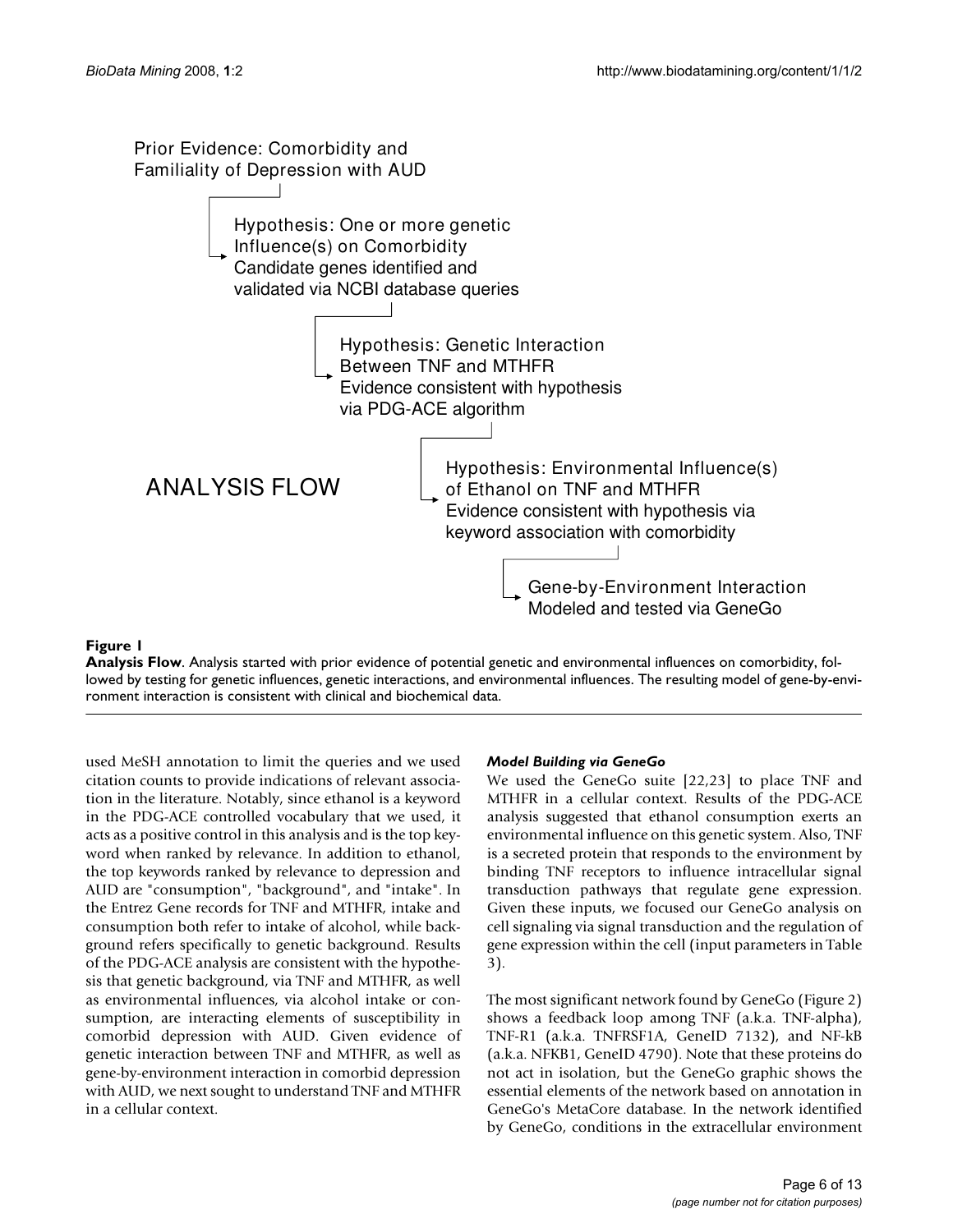Prior Evidence: Comorbidity and Familiality of Depression with AUD

Hypothesis: One or more genetic Influence(s) on Comorbidity
Candidate genes identified and validated via NCBI database queries

Hypothesis: Genetic Interaction Between TNF and MTHFR
Evidence consistent with hypothesis via PDG-ACE algorithm

ANALYSIS FLOW

Hypothesis: Environmental Influence(s) of Ethanol on TNF and MTHFR
Evidence consistent with hypothesis via keyword association with comorbidity

Gene-by-Environment Interaction
Modeled and tested via GeneGo

**Figure 1**
**Analysis Flow**. Analysis started with prior evidence of potential genetic and environmental influences on comorbidity, followed by testing for genetic influences, genetic interactions, and environmental influences. The resulting model of gene-by-environment interaction is consistent with clinical and biochemical data.

used MeSH annotation to limit the queries and we used citation counts to provide indications of relevant association in the literature. Notably, since ethanol is a keyword in the PDG-ACE controlled vocabulary that we used, it acts as a positive control in this analysis and is the top keyword when ranked by relevance. In addition to ethanol, the top keywords ranked by relevance to depression and AUD are "consumption", "background", and "intake". In the Entrez Gene records for TNF and MTHFR, intake and consumption both refer to intake of alcohol, while background refers specifically to genetic background. Results of the PDG-ACE analysis are consistent with the hypothesis that genetic background, via TNF and MTHFR, as well as environmental influences, via alcohol intake or consumption, are interacting elements of susceptibility in comorbid depression with AUD. Given evidence of genetic interaction between TNF and MTHFR, as well as gene-by-environment interaction in comorbid depression with AUD, we next sought to understand TNF and MTHFR in a cellular context.

### *Model Building via GeneGo*

We used the GeneGo suite [22,23] to place TNF and MTHFR in a cellular context. Results of the PDG-ACE analysis suggested that ethanol consumption exerts an environmental influence on this genetic system. Also, TNF is a secreted protein that responds to the environment by binding TNF receptors to influence intracellular signal transduction pathways that regulate gene expression. Given these inputs, we focused our GeneGo analysis on cell signaling via signal transduction and the regulation of gene expression within the cell (input parameters in Table 3).

The most significant network found by GeneGo (Figure 2) shows a feedback loop among TNF (a.k.a. TNF-alpha), TNF-R1 (a.k.a. TNFRSF1A, GeneID 7132), and NF-kB (a.k.a. NFKB1, GeneID 4790). Note that these proteins do not act in isolation, but the GeneGo graphic shows the essential elements of the network based on annotation in GeneGo's MetaCore database. In the network identified by GeneGo, conditions in the extracellular environment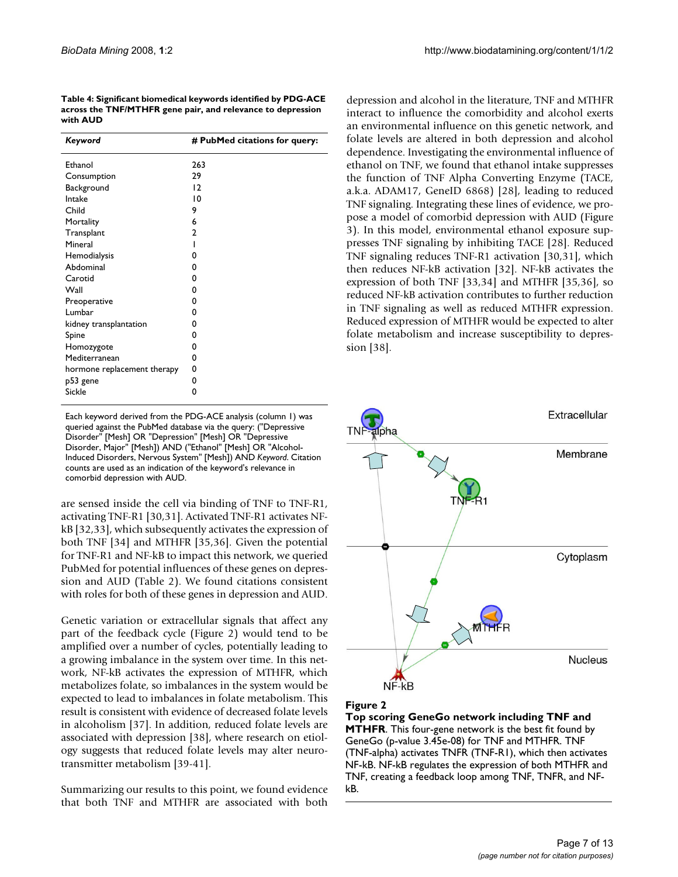**Table 4: Significant biomedical keywords identified by PDG-ACE across the TNF/MTHFR gene pair, and relevance to depression with AUD**

| *Keyword* | # PubMed citations for query: |
|---|---|
| Ethanol | 263 |
| Consumption | 29 |
| Background | 12 |
| Intake | 10 |
| Child | 9 |
| Mortality | 6 |
| Transplant | 2 |
| Mineral | 1 |
| Hemodialysis | 0 |
| Abdominal | 0 |
| Carotid | 0 |
| Wall | 0 |
| Preoperative | 0 |
| Lumbar | 0 |
| kidney transplantation | 0 |
| Spine | 0 |
| Homozygote | 0 |
| Mediterranean | 0 |
| hormone replacement therapy | 0 |
| p53 gene | 0 |
| Sickle | 0 |

Each keyword derived from the PDG-ACE analysis (column 1) was queried against the PubMed database via the query: ("Depressive Disorder" [Mesh] OR "Depression" [Mesh] OR "Depressive Disorder, Major" [Mesh]) AND ("Ethanol" [Mesh] OR "Alcohol-Induced Disorders, Nervous System" [Mesh]) AND *Keyword*. Citation counts are used as an indication of the keyword's relevance in comorbid depression with AUD.

are sensed inside the cell via binding of TNF to TNF-R1, activating TNF-R1 [30,31]. Activated TNF-R1 activates NF-kB [32,33], which subsequently activates the expression of both TNF [34] and MTHFR [35,36]. Given the potential for TNF-R1 and NF-kB to impact this network, we queried PubMed for potential influences of these genes on depression and AUD (Table 2). We found citations consistent with roles for both of these genes in depression and AUD.

Genetic variation or extracellular signals that affect any part of the feedback cycle (Figure 2) would tend to be amplified over a number of cycles, potentially leading to a growing imbalance in the system over time. In this network, NF-kB activates the expression of MTHFR, which metabolizes folate, so imbalances in the system would be expected to lead to imbalances in folate metabolism. This result is consistent with evidence of decreased folate levels in alcoholism [37]. In addition, reduced folate levels are associated with depression [38], where research on etiology suggests that reduced folate levels may alter neurotransmitter metabolism [39-41].

Summarizing our results to this point, we found evidence that both TNF and MTHFR are associated with both depression and alcohol in the literature, TNF and MTHFR interact to influence the comorbidity and alcohol exerts an environmental influence on this genetic network, and folate levels are altered in both depression and alcohol dependence. Investigating the environmental influence of ethanol on TNF, we found that ethanol intake suppresses the function of TNF Alpha Converting Enzyme (TACE, a.k.a. ADAM17, GeneID 6868) [28], leading to reduced TNF signaling. Integrating these lines of evidence, we propose a model of comorbid depression with AUD (Figure 3). In this model, environmental ethanol exposure suppresses TNF signaling by inhibiting TACE [28]. Reduced TNF signaling reduces TNF-R1 activation [30,31], which then reduces NF-kB activation [32]. NF-kB activates the expression of both TNF [33,34] and MTHFR [35,36], so reduced NF-kB activation contributes to further reduction in TNF signaling as well as reduced MTHFR expression. Reduced expression of MTHFR would be expected to alter folate metabolism and increase susceptibility to depression [38].

**Figure 2**

**Top scoring GeneGo network including TNF and MTHFR**. This four-gene network is the best fit found by GeneGo (p-value 3.45e-08) for TNF and MTHFR. TNF (TNF-alpha) activates TNFR (TNF-R1), which then activates NF-kB. NF-kB regulates the expression of both MTHFR and TNF, creating a feedback loop among TNF, TNFR, and NF-kB.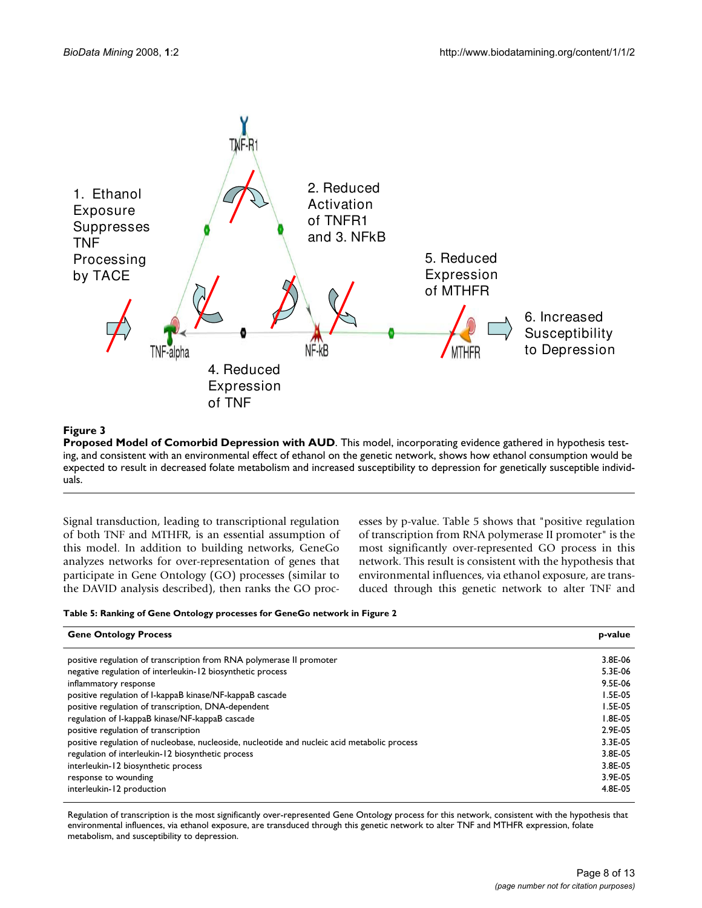**Figure 3**

**Proposed Model of Comorbid Depression with AUD**. This model, incorporating evidence gathered in hypothesis testing, and consistent with an environmental effect of ethanol on the genetic network, shows how ethanol consumption would be expected to result in decreased folate metabolism and increased susceptibility to depression for genetically susceptible individuals.

Signal transduction, leading to transcriptional regulation of both TNF and MTHFR, is an essential assumption of this model. In addition to building networks, GeneGo analyzes networks for over-representation of genes that participate in Gene Ontology (GO) processes (similar to the DAVID analysis described), then ranks the GO processes by p-value. Table 5 shows that "positive regulation of transcription from RNA polymerase II promoter" is the most significantly over-represented GO process in this network. This result is consistent with the hypothesis that environmental influences, via ethanol exposure, are transduced through this genetic network to alter TNF and

**Table 5: Ranking of Gene Ontology processes for GeneGo network in Figure 2**

| Gene Ontology Process | p-value |
|---|---|
| positive regulation of transcription from RNA polymerase II promoter | 3.8E-06 |
| negative regulation of interleukin-12 biosynthetic process | 5.3E-06 |
| inflammatory response | 9.5E-06 |
| positive regulation of I-kappaB kinase/NF-kappaB cascade | 1.5E-05 |
| positive regulation of transcription, DNA-dependent | 1.5E-05 |
| regulation of I-kappaB kinase/NF-kappaB cascade | 1.8E-05 |
| positive regulation of transcription | 2.9E-05 |
| positive regulation of nucleobase, nucleoside, nucleotide and nucleic acid metabolic process | 3.3E-05 |
| regulation of interleukin-12 biosynthetic process | 3.8E-05 |
| interleukin-12 biosynthetic process | 3.8E-05 |
| response to wounding | 3.9E-05 |
| interleukin-12 production | 4.8E-05 |

Regulation of transcription is the most significantly over-represented Gene Ontology process for this network, consistent with the hypothesis that environmental influences, via ethanol exposure, are transduced through this genetic network to alter TNF and MTHFR expression, folate metabolism, and susceptibility to depression.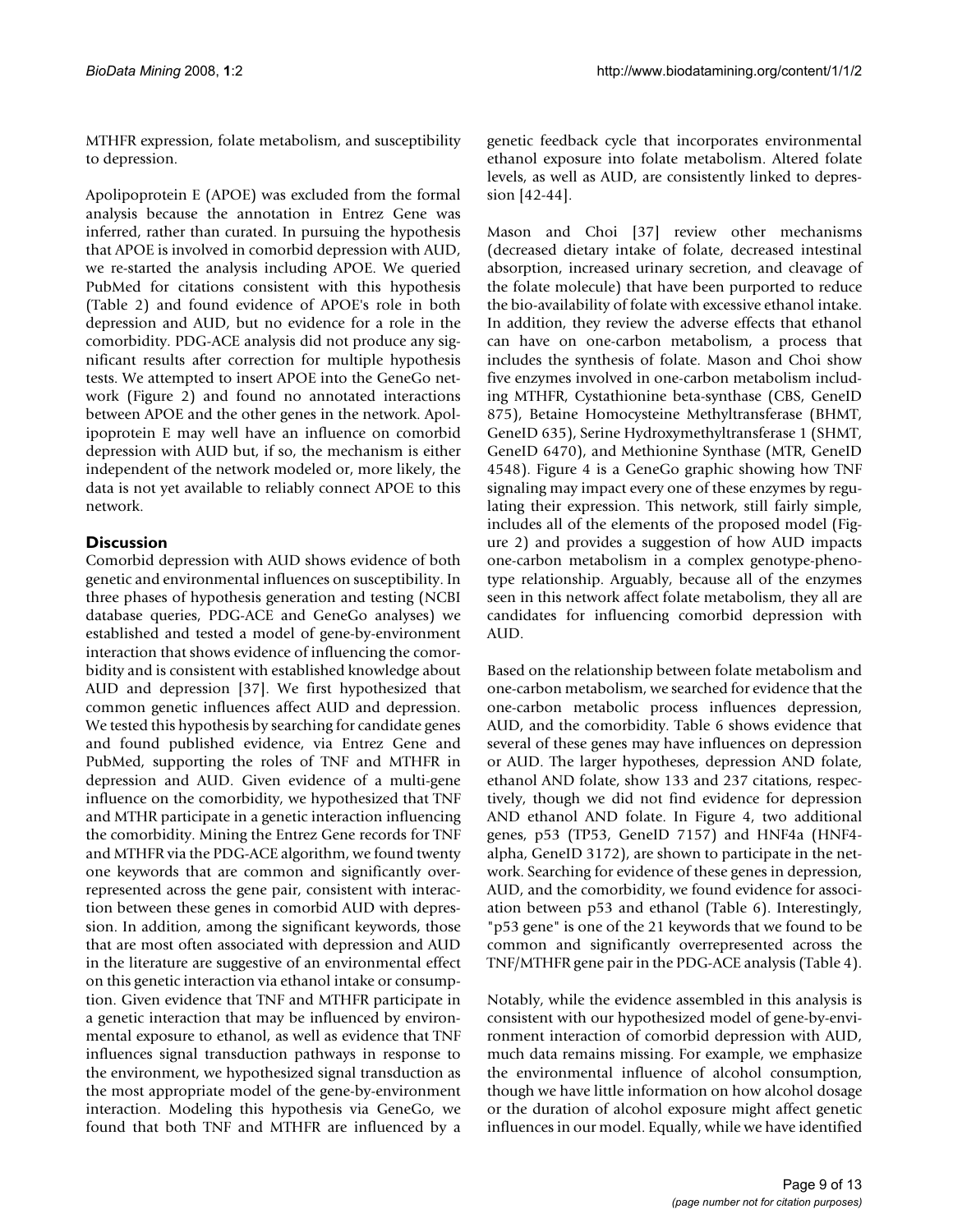MTHFR expression, folate metabolism, and susceptibility to depression.

Apolipoprotein E (APOE) was excluded from the formal analysis because the annotation in Entrez Gene was inferred, rather than curated. In pursuing the hypothesis that APOE is involved in comorbid depression with AUD, we re-started the analysis including APOE. We queried PubMed for citations consistent with this hypothesis (Table 2) and found evidence of APOE's role in both depression and AUD, but no evidence for a role in the comorbidity. PDG-ACE analysis did not produce any significant results after correction for multiple hypothesis tests. We attempted to insert APOE into the GeneGo network (Figure 2) and found no annotated interactions between APOE and the other genes in the network. Apolipoprotein E may well have an influence on comorbid depression with AUD but, if so, the mechanism is either independent of the network modeled or, more likely, the data is not yet available to reliably connect APOE to this network.

## Discussion

Comorbid depression with AUD shows evidence of both genetic and environmental influences on susceptibility. In three phases of hypothesis generation and testing (NCBI database queries, PDG-ACE and GeneGo analyses) we established and tested a model of gene-by-environment interaction that shows evidence of influencing the comorbidity and is consistent with established knowledge about AUD and depression [37]. We first hypothesized that common genetic influences affect AUD and depression. We tested this hypothesis by searching for candidate genes and found published evidence, via Entrez Gene and PubMed, supporting the roles of TNF and MTHFR in depression and AUD. Given evidence of a multi-gene influence on the comorbidity, we hypothesized that TNF and MTHR participate in a genetic interaction influencing the comorbidity. Mining the Entrez Gene records for TNF and MTHFR via the PDG-ACE algorithm, we found twenty one keywords that are common and significantly overrepresented across the gene pair, consistent with interaction between these genes in comorbid AUD with depression. In addition, among the significant keywords, those that are most often associated with depression and AUD in the literature are suggestive of an environmental effect on this genetic interaction via ethanol intake or consumption. Given evidence that TNF and MTHFR participate in a genetic interaction that may be influenced by environmental exposure to ethanol, as well as evidence that TNF influences signal transduction pathways in response to the environment, we hypothesized signal transduction as the most appropriate model of the gene-by-environment interaction. Modeling this hypothesis via GeneGo, we found that both TNF and MTHFR are influenced by a genetic feedback cycle that incorporates environmental ethanol exposure into folate metabolism. Altered folate levels, as well as AUD, are consistently linked to depression [42-44].

Mason and Choi [37] review other mechanisms (decreased dietary intake of folate, decreased intestinal absorption, increased urinary secretion, and cleavage of the folate molecule) that have been purported to reduce the bio-availability of folate with excessive ethanol intake. In addition, they review the adverse effects that ethanol can have on one-carbon metabolism, a process that includes the synthesis of folate. Mason and Choi show five enzymes involved in one-carbon metabolism including MTHFR, Cystathionine beta-synthase (CBS, GeneID 875), Betaine Homocysteine Methyltransferase (BHMT, GeneID 635), Serine Hydroxymethyltransferase 1 (SHMT, GeneID 6470), and Methionine Synthase (MTR, GeneID 4548). Figure 4 is a GeneGo graphic showing how TNF signaling may impact every one of these enzymes by regulating their expression. This network, still fairly simple, includes all of the elements of the proposed model (Figure 2) and provides a suggestion of how AUD impacts one-carbon metabolism in a complex genotype-phenotype relationship. Arguably, because all of the enzymes seen in this network affect folate metabolism, they all are candidates for influencing comorbid depression with AUD.

Based on the relationship between folate metabolism and one-carbon metabolism, we searched for evidence that the one-carbon metabolic process influences depression, AUD, and the comorbidity. Table 6 shows evidence that several of these genes may have influences on depression or AUD. The larger hypotheses, depression AND folate, ethanol AND folate, show 133 and 237 citations, respectively, though we did not find evidence for depression AND ethanol AND folate. In Figure 4, two additional genes, p53 (TP53, GeneID 7157) and HNF4a (HNF4-alpha, GeneID 3172), are shown to participate in the network. Searching for evidence of these genes in depression, AUD, and the comorbidity, we found evidence for association between p53 and ethanol (Table 6). Interestingly, "p53 gene" is one of the 21 keywords that we found to be common and significantly overrepresented across the TNF/MTHFR gene pair in the PDG-ACE analysis (Table 4).

Notably, while the evidence assembled in this analysis is consistent with our hypothesized model of gene-by-environment interaction of comorbid depression with AUD, much data remains missing. For example, we emphasize the environmental influence of alcohol consumption, though we have little information on how alcohol dosage or the duration of alcohol exposure might affect genetic influences in our model. Equally, while we have identified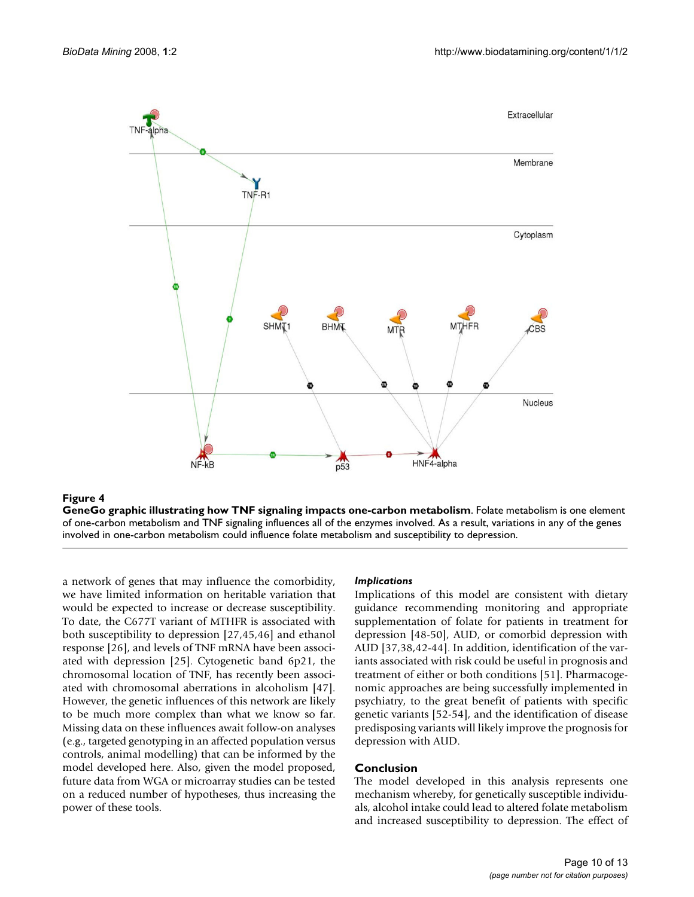**Figure 4**

**GeneGo graphic illustrating how TNF signaling impacts one-carbon metabolism**. Folate metabolism is one element of one-carbon metabolism and TNF signaling influences all of the enzymes involved. As a result, variations in any of the genes involved in one-carbon metabolism could influence folate metabolism and susceptibility to depression.

a network of genes that may influence the comorbidity, we have limited information on heritable variation that would be expected to increase or decrease susceptibility. To date, the C677T variant of MTHFR is associated with both susceptibility to depression [27,45,46] and ethanol response [26], and levels of TNF mRNA have been associated with depression [25]. Cytogenetic band 6p21, the chromosomal location of TNF, has recently been associated with chromosomal aberrations in alcoholism [47]. However, the genetic influences of this network are likely to be much more complex than what we know so far. Missing data on these influences await follow-on analyses (e.g., targeted genotyping in an affected population versus controls, animal modelling) that can be informed by the model developed here. Also, given the model proposed, future data from WGA or microarray studies can be tested on a reduced number of hypotheses, thus increasing the power of these tools.

### *Implications*

Implications of this model are consistent with dietary guidance recommending monitoring and appropriate supplementation of folate for patients in treatment for depression [48-50], AUD, or comorbid depression with AUD [37,38,42-44]. In addition, identification of the variants associated with risk could be useful in prognosis and treatment of either or both conditions [51]. Pharmacogenomic approaches are being successfully implemented in psychiatry, to the great benefit of patients with specific genetic variants [52-54], and the identification of disease predisposing variants will likely improve the prognosis for depression with AUD.

## Conclusion

The model developed in this analysis represents one mechanism whereby, for genetically susceptible individuals, alcohol intake could lead to altered folate metabolism and increased susceptibility to depression. The effect of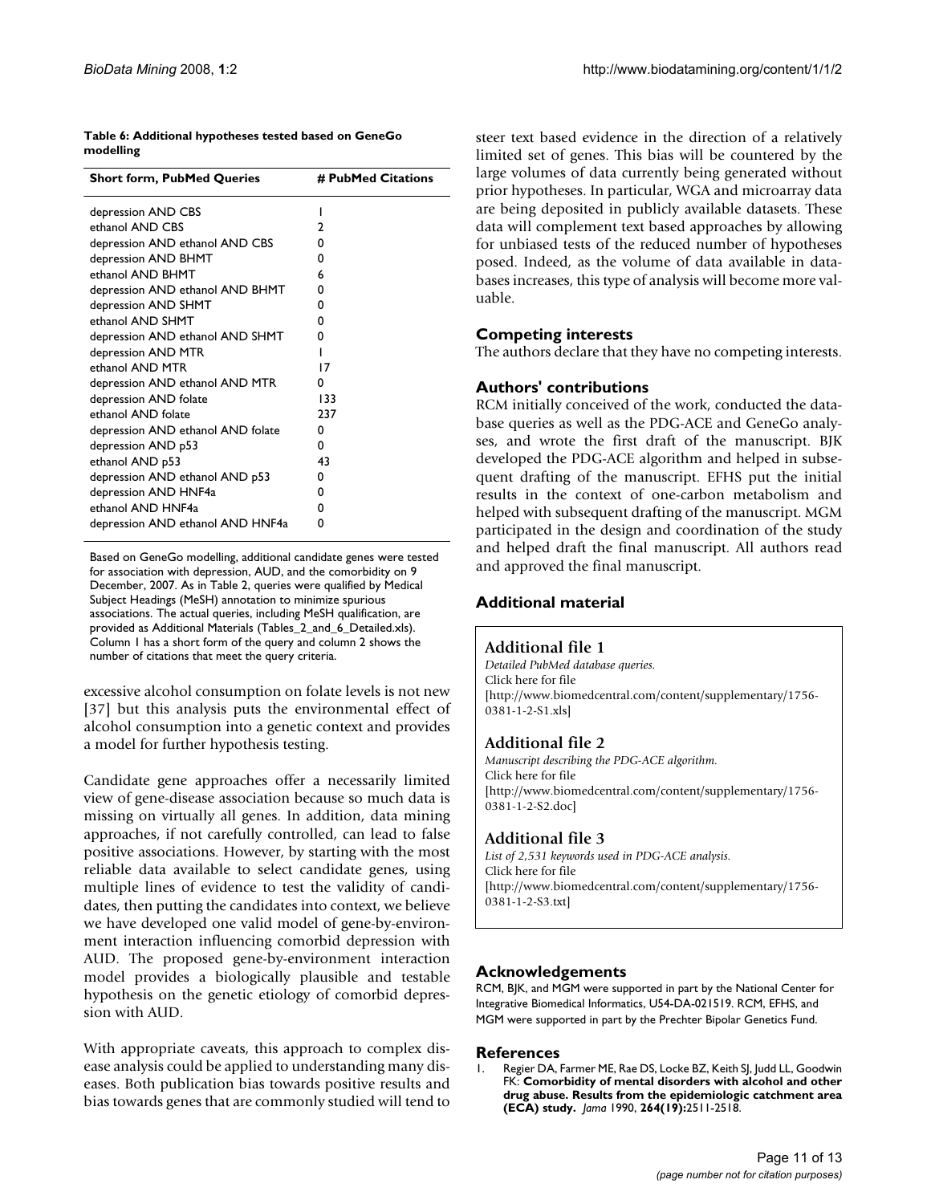**Table 6: Additional hypotheses tested based on GeneGo modelling**

| Short form, PubMed Queries | # PubMed Citations |
| --- | --- |
| depression AND CBS | 1 |
| ethanol AND CBS | 2 |
| depression AND ethanol AND CBS | 0 |
| depression AND BHMT | 0 |
| ethanol AND BHMT | 6 |
| depression AND ethanol AND BHMT | 0 |
| depression AND SHMT | 0 |
| ethanol AND SHMT | 0 |
| depression AND ethanol AND SHMT | 0 |
| depression AND MTR | 1 |
| ethanol AND MTR | 17 |
| depression AND ethanol AND MTR | 0 |
| depression AND folate | 133 |
| ethanol AND folate | 237 |
| depression AND ethanol AND folate | 0 |
| depression AND p53 | 0 |
| ethanol AND p53 | 43 |
| depression AND ethanol AND p53 | 0 |
| depression AND HNF4a | 0 |
| ethanol AND HNF4a | 0 |
| depression AND ethanol AND HNF4a | 0 |

Based on GeneGo modelling, additional candidate genes were tested for association with depression, AUD, and the comorbidity on 9 December, 2007. As in Table 2, queries were qualified by Medical Subject Headings (MeSH) annotation to minimize spurious associations. The actual queries, including MeSH qualification, are provided as Additional Materials (Tables_2_and_6_Detailed.xls). Column 1 has a short form of the query and column 2 shows the number of citations that meet the query criteria.

excessive alcohol consumption on folate levels is not new [37] but this analysis puts the environmental effect of alcohol consumption into a genetic context and provides a model for further hypothesis testing.

Candidate gene approaches offer a necessarily limited view of gene-disease association because so much data is missing on virtually all genes. In addition, data mining approaches, if not carefully controlled, can lead to false positive associations. However, by starting with the most reliable data available to select candidate genes, using multiple lines of evidence to test the validity of candidates, then putting the candidates into context, we believe we have developed one valid model of gene-by-environment interaction influencing comorbid depression with AUD. The proposed gene-by-environment interaction model provides a biologically plausible and testable hypothesis on the genetic etiology of comorbid depression with AUD.

With appropriate caveats, this approach to complex disease analysis could be applied to understanding many diseases. Both publication bias towards positive results and bias towards genes that are commonly studied will tend to steer text based evidence in the direction of a relatively limited set of genes. This bias will be countered by the large volumes of data currently being generated without prior hypotheses. In particular, WGA and microarray data are being deposited in publicly available datasets. These data will complement text based approaches by allowing for unbiased tests of the reduced number of hypotheses posed. Indeed, as the volume of data available in databases increases, this type of analysis will become more valuable.

## Competing interests

The authors declare that they have no competing interests.

## Authors' contributions

RCM initially conceived of the work, conducted the database queries as well as the PDG-ACE and GeneGo analyses, and wrote the first draft of the manuscript. BJK developed the PDG-ACE algorithm and helped in subsequent drafting of the manuscript. EFHS put the initial results in the context of one-carbon metabolism and helped with subsequent drafting of the manuscript. MGM participated in the design and coordination of the study and helped draft the final manuscript. All authors read and approved the final manuscript.

## Additional material

### Additional file 1

*Detailed PubMed database queries.*
Click here for file
[http://www.biomedcentral.com/content/supplementary/1756-0381-1-2-S1.xls]

### Additional file 2

*Manuscript describing the PDG-ACE algorithm.*
Click here for file
[http://www.biomedcentral.com/content/supplementary/1756-0381-1-2-S2.doc]

### Additional file 3

*List of 2,531 keywords used in PDG-ACE analysis.*
Click here for file
[http://www.biomedcentral.com/content/supplementary/1756-0381-1-2-S3.txt]

## Acknowledgements

RCM, BJK, and MGM were supported in part by the National Center for Integrative Biomedical Informatics, U54-DA-021519. RCM, EFHS, and MGM were supported in part by the Prechter Bipolar Genetics Fund.

## References

1. Regier DA, Farmer ME, Rae DS, Locke BZ, Keith SJ, Judd LL, Goodwin FK: **Comorbidity of mental disorders with alcohol and other drug abuse. Results from the epidemiologic catchment area (ECA) study.** *Jama* 1990, **264(19):**2511-2518.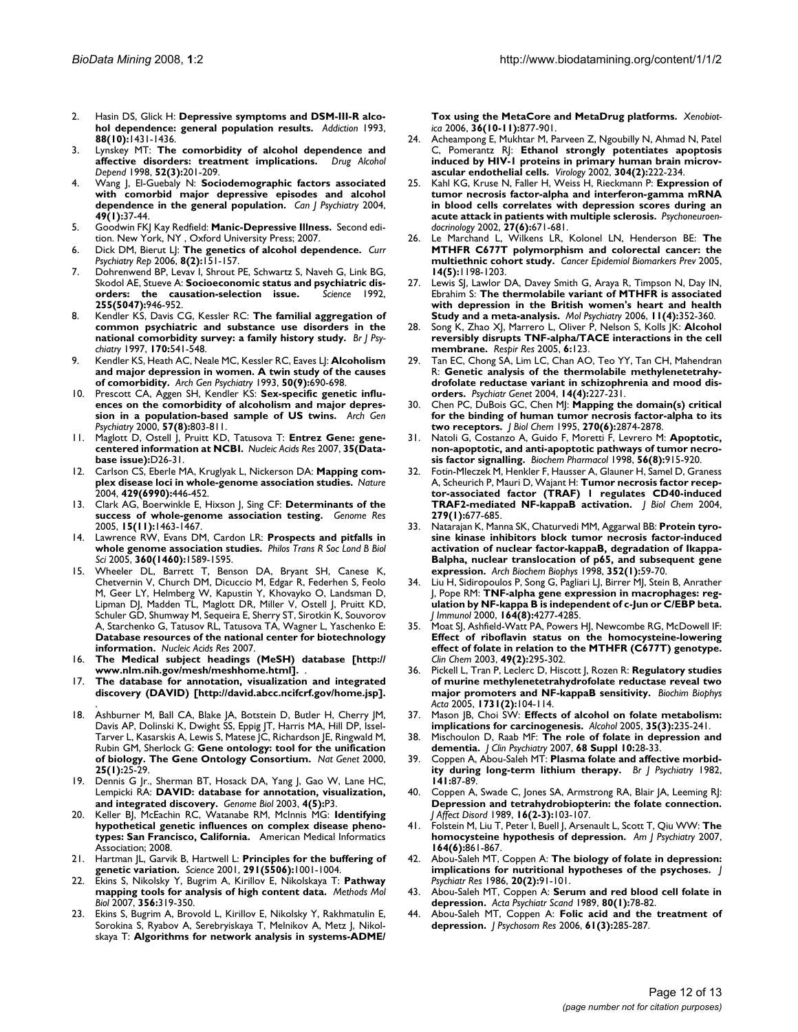2. Hasin DS, Glick H: **Depressive symptoms and DSM-III-R alcohol dependence: general population results.** *Addiction* 1993, **88(10):**1431-1436.
3. Lynskey MT: **The comorbidity of alcohol dependence and affective disorders: treatment implications.** *Drug Alcohol Depend* 1998, **52(3):**201-209.
4. Wang J, El-Guebaly N: **Sociodemographic factors associated with comorbid major depressive episodes and alcohol dependence in the general population.** *Can J Psychiatry* 2004, **49(1):**37-44.
5. Goodwin FKJ Kay Redfield: **Manic-Depressive Illness.** Second edition. New York, NY , Oxford University Press; 2007.
6. Dick DM, Bierut LJ: **The genetics of alcohol dependence.** *Curr Psychiatry Rep* 2006, **8(2):**151-157.
7. Dohrenwend BP, Levav I, Shrout PE, Schwartz S, Naveh G, Link BG, Skodol AE, Stueve A: **Socioeconomic status and psychiatric disorders: the causation-selection issue.** *Science* 1992, **255(5047):**946-952.
8. Kendler KS, Davis CG, Kessler RC: **The familial aggregation of common psychiatric and substance use disorders in the national comorbidity survey: a family history study.** *Br J Psychiatry* 1997, **170:**541-548.
9. Kendler KS, Heath AC, Neale MC, Kessler RC, Eaves LJ: **Alcoholism and major depression in women. A twin study of the causes of comorbidity.** *Arch Gen Psychiatry* 1993, **50(9):**690-698.
10. Prescott CA, Aggen SH, Kendler KS: **Sex-specific genetic influences on the comorbidity of alcoholism and major depression in a population-based sample of US twins.** *Arch Gen Psychiatry* 2000, **57(8):**803-811.
11. Maglott D, Ostell J, Pruitt KD, Tatusova T: **Entrez Gene: gene-centered information at NCBI.** *Nucleic Acids Res* 2007, **35(Database issue):**D26-31.
12. Carlson CS, Eberle MA, Kruglyak L, Nickerson DA: **Mapping complex disease loci in whole-genome association studies.** *Nature* 2004, **429(6990):**446-452.
13. Clark AG, Boerwinkle E, Hixson J, Sing CF: **Determinants of the success of whole-genome association testing.** *Genome Res* 2005, **15(11):**1463-1467.
14. Lawrence RW, Evans DM, Cardon LR: **Prospects and pitfalls in whole genome association studies.** *Philos Trans R Soc Lond B Biol Sci* 2005, **360(1460):**1589-1595.
15. Wheeler DL, Barrett T, Benson DA, Bryant SH, Canese K, Chetvernin V, Church DM, Dicuccio M, Edgar R, Federhen S, Feolo M, Geer LY, Helmberg W, Kapustin Y, Khovayko O, Landsman D, Lipman DJ, Madden TL, Maglott DR, Miller V, Ostell J, Pruitt KD, Schuler GD, Shumway M, Sequeira E, Sherry ST, Sirotkin K, Souvorov A, Starchenko G, Tatusov RL, Tatusova TA, Wagner L, Yaschenko E: **Database resources of the national center for biotechnology information.** *Nucleic Acids Res* 2007.
16. **The Medical subject headings (MeSH) database [http://www.nlm.nih.gov/mesh/meshhome.html].** .
17. **The database for annotation, visualization and integrated discovery (DAVID) [http://david.abcc.ncifcrf.gov/home.jsp].** .
18. Ashburner M, Ball CA, Blake JA, Botstein D, Butler H, Cherry JM, Davis AP, Dolinski K, Dwight SS, Eppig JT, Harris MA, Hill DP, Issel-Tarver L, Kasarskis A, Lewis S, Matese JC, Richardson JE, Ringwald M, Rubin GM, Sherlock G: **Gene ontology: tool for the unification of biology. The Gene Ontology Consortium.** *Nat Genet* 2000, **25(1):**25-29.
19. Dennis G Jr., Sherman BT, Hosack DA, Yang J, Gao W, Lane HC, Lempicki RA: **DAVID: database for annotation, visualization, and integrated discovery.** *Genome Biol* 2003, **4(5):**P3.
20. Keller BJ, McEachin RC, Watanabe RM, McInnis MG: **Identifying hypothetical genetic influences on complex disease phenotypes: San Francisco, California.** American Medical Informatics Association; 2008.
21. Hartman JL, Garvik B, Hartwell L: **Principles for the buffering of genetic variation.** *Science* 2001, **291(5506):**1001-1004.
22. Ekins S, Nikolsky Y, Bugrim A, Kirillov E, Nikolskaya T: **Pathway mapping tools for analysis of high content data.** *Methods Mol Biol* 2007, **356:**319-350.
23. Ekins S, Bugrim A, Brovold L, Kirillov E, Nikolsky Y, Rakhmatulin E, Sorokina S, Ryabov A, Serebryiskaya T, Melnikov A, Metz J, Nikolskaya T: **Algorithms for network analysis in systems-ADME/Tox using the MetaCore and MetaDrug platforms.** *Xenobiotica* 2006, **36(10-11):**877-901.
24. Acheampong E, Mukhtar M, Parveen Z, Ngoubilly N, Ahmad N, Patel C, Pomerantz RJ: **Ethanol strongly potentiates apoptosis induced by HIV-1 proteins in primary human brain microvascular endothelial cells.** *Virology* 2002, **304(2):**222-234.
25. Kahl KG, Kruse N, Faller H, Weiss H, Rieckmann P: **Expression of tumor necrosis factor-alpha and interferon-gamma mRNA in blood cells correlates with depression scores during an acute attack in patients with multiple sclerosis.** *Psychoneuroendocrinology* 2002, **27(6):**671-681.
26. Le Marchand L, Wilkens LR, Kolonel LN, Henderson BE: **The MTHFR C677T polymorphism and colorectal cancer: the multiethnic cohort study.** *Cancer Epidemiol Biomarkers Prev* 2005, **14(5):**1198-1203.
27. Lewis SJ, Lawlor DA, Davey Smith G, Araya R, Timpson N, Day IN, Ebrahim S: **The thermolabile variant of MTHFR is associated with depression in the British women's heart and health Study and a meta-analysis.** *Mol Psychiatry* 2006, **11(4):**352-360.
28. Song K, Zhao XJ, Marrero L, Oliver P, Nelson S, Kolls JK: **Alcohol reversibly disrupts TNF-alpha/TACE interactions in the cell membrane.** *Respir Res* 2005, **6:**123.
29. Tan EC, Chong SA, Lim LC, Chan AO, Teo YY, Tan CH, Mahendran R: **Genetic analysis of the thermolabile methylenetetrahydrofolate reductase variant in schizophrenia and mood disorders.** *Psychiatr Genet* 2004, **14(4):**227-231.
30. Chen PC, DuBois GC, Chen MJ: **Mapping the domain(s) critical for the binding of human tumor necrosis factor-alpha to its two receptors.** *J Biol Chem* 1995, **270(6):**2874-2878.
31. Natoli G, Costanzo A, Guido F, Moretti F, Levrero M: **Apoptotic, non-apoptotic, and anti-apoptotic pathways of tumor necrosis factor signalling.** *Biochem Pharmacol* 1998, **56(8):**915-920.
32. Fotin-Mleczek M, Henkler F, Hausser A, Glauner H, Samel D, Graness A, Scheurich P, Mauri D, Wajant H: **Tumor necrosis factor receptor-associated factor (TRAF) 1 regulates CD40-induced TRAF2-mediated NF-kappaB activation.** *J Biol Chem* 2004, **279(1):**677-685.
33. Natarajan K, Manna SK, Chaturvedi MM, Aggarwal BB: **Protein tyrosine kinase inhibitors block tumor necrosis factor-induced activation of nuclear factor-kappaB, degradation of Ikappa-Balpha, nuclear translocation of p65, and subsequent gene expression.** *Arch Biochem Biophys* 1998, **352(1):**59-70.
34. Liu H, Sidiropoulos P, Song G, Pagliari LJ, Birrer MJ, Stein B, Anrather J, Pope RM: **TNF-alpha gene expression in macrophages: regulation by NF-kappa B is independent of c-Jun or C/EBP beta.** *J Immunol* 2000, **164(8):**4277-4285.
35. Moat SJ, Ashfield-Watt PA, Powers HJ, Newcombe RG, McDowell IF: **Effect of riboflavin status on the homocysteine-lowering effect of folate in relation to the MTHFR (C677T) genotype.** *Clin Chem* 2003, **49(2):**295-302.
36. Pickell L, Tran P, Leclerc D, Hiscott J, Rozen R: **Regulatory studies of murine methylenetetrahydrofolate reductase reveal two major promoters and NF-kappaB sensitivity.** *Biochim Biophys Acta* 2005, **1731(2):**104-114.
37. Mason JB, Choi SW: **Effects of alcohol on folate metabolism: implications for carcinogenesis.** *Alcohol* 2005, **35(3):**235-241.
38. Mischoulon D, Raab MF: **The role of folate in depression and dementia.** *J Clin Psychiatry* 2007, **68 Suppl 10:**28-33.
39. Coppen A, Abou-Saleh MT: **Plasma folate and affective morbidity during long-term lithium therapy.** *Br J Psychiatry* 1982, **141:**87-89.
40. Coppen A, Swade C, Jones SA, Armstrong RA, Blair JA, Leeming RJ: **Depression and tetrahydrobiopterin: the folate connection.** *J Affect Disord* 1989, **16(2-3):**103-107.
41. Folstein M, Liu T, Peter I, Buell J, Arsenault L, Scott T, Qiu WW: **The homocysteine hypothesis of depression.** *Am J Psychiatry* 2007, **164(6):**861-867.
42. Abou-Saleh MT, Coppen A: **The biology of folate in depression: implications for nutritional hypotheses of the psychoses.** *J Psychiatr Res* 1986, **20(2):**91-101.
43. Abou-Saleh MT, Coppen A: **Serum and red blood cell folate in depression.** *Acta Psychiatr Scand* 1989, **80(1):**78-82.
44. Abou-Saleh MT, Coppen A: **Folic acid and the treatment of depression.** *J Psychosom Res* 2006, **61(3):**285-287.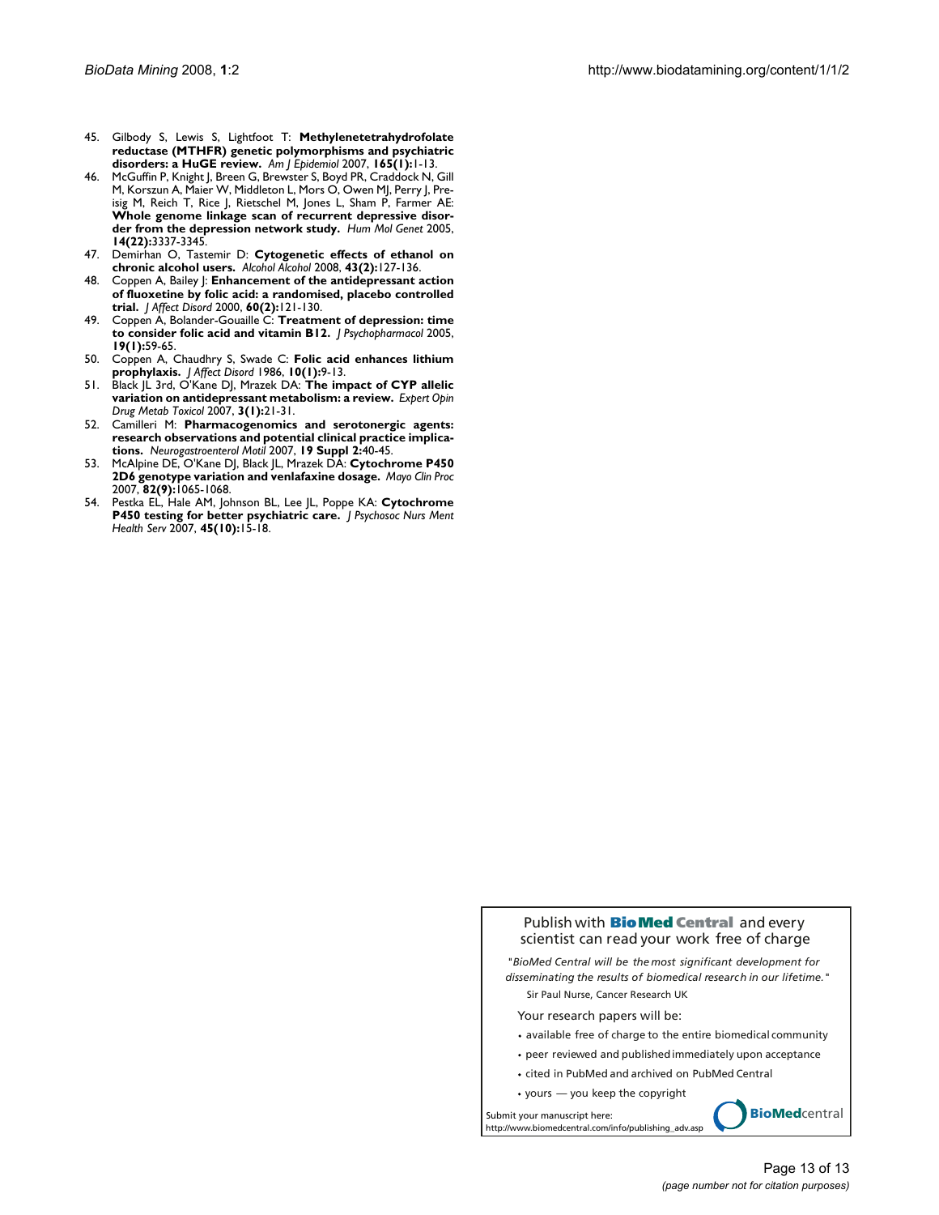45. Gilbody S, Lewis S, Lightfoot T: **Methylenetetrahydrofolate reductase (MTHFR) genetic polymorphisms and psychiatric disorders: a HuGE review.** *Am J Epidemiol* 2007, **165(1):**1-13.
46. McGuffin P, Knight J, Breen G, Brewster S, Boyd PR, Craddock N, Gill M, Korszun A, Maier W, Middleton L, Mors O, Owen MJ, Perry J, Preisig M, Reich T, Rice J, Rietschel M, Jones L, Sham P, Farmer AE: **Whole genome linkage scan of recurrent depressive disorder from the depression network study.** *Hum Mol Genet* 2005, **14(22):**3337-3345.
47. Demirhan O, Tastemir D: **Cytogenetic effects of ethanol on chronic alcohol users.** *Alcohol Alcohol* 2008, **43(2):**127-136.
48. Coppen A, Bailey J: **Enhancement of the antidepressant action of fluoxetine by folic acid: a randomised, placebo controlled trial.** *J Affect Disord* 2000, **60(2):**121-130.
49. Coppen A, Bolander-Gouaille C: **Treatment of depression: time to consider folic acid and vitamin B12.** *J Psychopharmacol* 2005, **19(1):**59-65.
50. Coppen A, Chaudhry S, Swade C: **Folic acid enhances lithium prophylaxis.** *J Affect Disord* 1986, **10(1):**9-13.
51. Black JL 3rd, O'Kane DJ, Mrazek DA: **The impact of CYP allelic variation on antidepressant metabolism: a review.** *Expert Opin Drug Metab Toxicol* 2007, **3(1):**21-31.
52. Camilleri M: **Pharmacogenomics and serotonergic agents: research observations and potential clinical practice implications.** *Neurogastroenterol Motil* 2007, **19 Suppl 2:**40-45.
53. McAlpine DE, O'Kane DJ, Black JL, Mrazek DA: **Cytochrome P450 2D6 genotype variation and venlafaxine dosage.** *Mayo Clin Proc* 2007, **82(9):**1065-1068.
54. Pestka EL, Hale AM, Johnson BL, Lee JL, Poppe KA: **Cytochrome P450 testing for better psychiatric care.** *J Psychosoc Nurs Ment Health Serv* 2007, **45(10):**15-18.

Publish with **BioMed Central** and every scientist can read your work free of charge

*"BioMed Central will be the most significant development for disseminating the results of biomedical research in our lifetime."*

Sir Paul Nurse, Cancer Research UK

Your research papers will be:

- available free of charge to the entire biomedical community
- peer reviewed and published immediately upon acceptance
- cited in PubMed and archived on PubMed Central
- yours — you keep the copyright

Submit your manuscript here:
http://www.biomedcentral.com/info/publishing_adv.asp

**BioMed**central